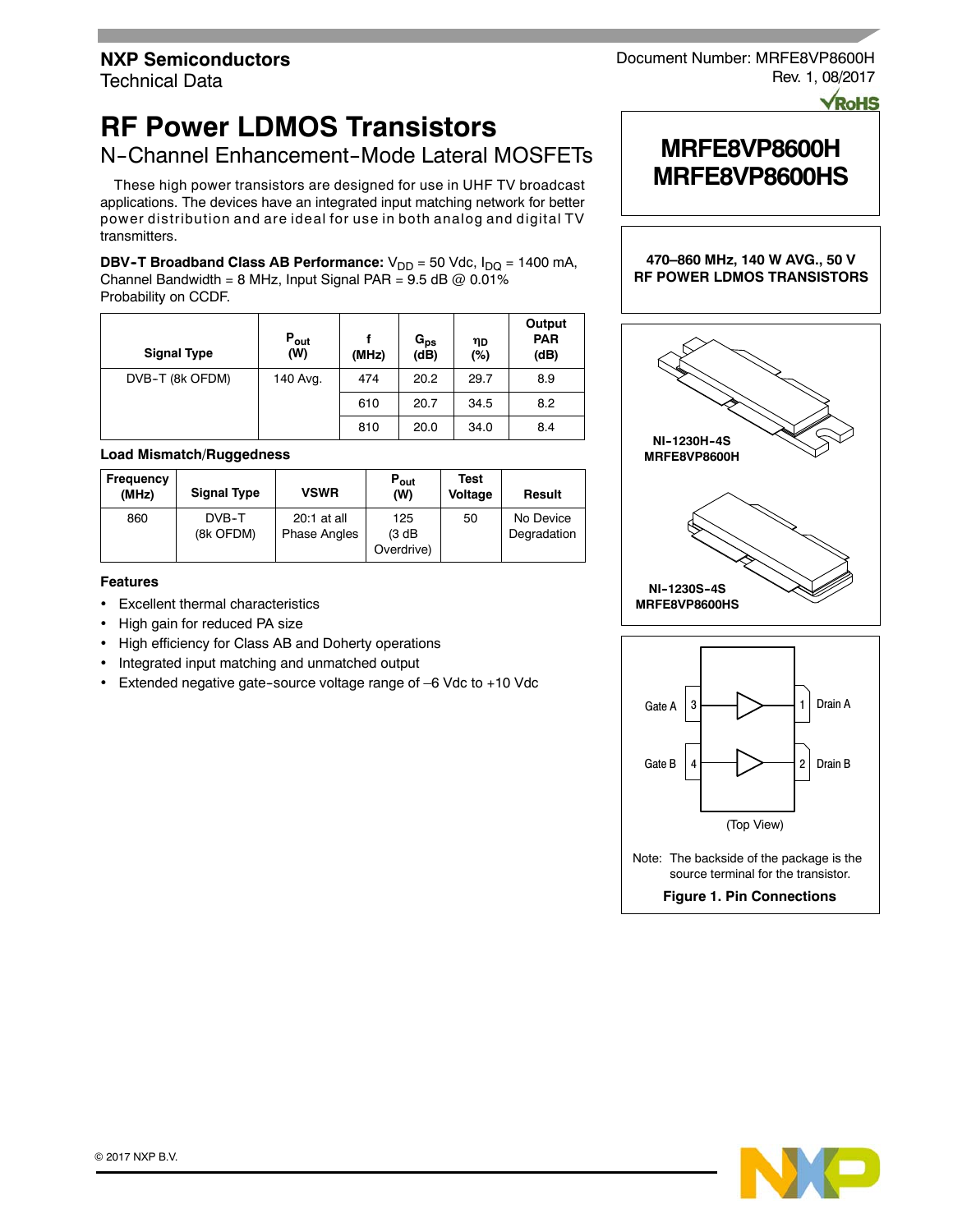NXP Semiconductors
Technical Data

Document Number: MRFE8VP8600H
Rev. 1, 08/2017

# RF Power LDMOS Transistors

## N-Channel Enhancement-Mode Lateral MOSFETs

These high power transistors are designed for use in UHF TV broadcast applications. The devices have an integrated input matching network for better power distribution and are ideal for use in both analog and digital TV transmitters.

**DBV-T Broadband Class AB Performance:** $V_{DD}$ = 50 Vdc, $I_{DQ}$ = 1400 mA, Channel Bandwidth = 8 MHz, Input Signal PAR = 9.5 dB @ 0.01% Probability on CCDF.

| Signal Type | $P_{out}$ (W) | f (MHz) | $G_{ps}$ (dB) | $\eta_D$ (%) | Output PAR (dB) |
|---|---|---|---|---|---|
| DVB-T (8k OFDM) | 140 Avg. | 474 | 20.2 | 29.7 | 8.9 |
| | | 610 | 20.7 | 34.5 | 8.2 |
| | | 810 | 20.0 | 34.0 | 8.4 |

### Load Mismatch/Ruggedness

| Frequency (MHz) | Signal Type | VSWR | $P_{out}$ (W) | Test Voltage | Result |
|---|---|---|---|---|---|
| 860 | DVB-T (8k OFDM) | 20:1 at all Phase Angles | 125 (3 dB Overdrive) | 50 | No Device Degradation |

### Features

- Excellent thermal characteristics
- High gain for reduced PA size
- High efficiency for Class AB and Doherty operations
- Integrated input matching and unmatched output
- Extended negative gate-source voltage range of –6 Vdc to +10 Vdc

**MRFE8VP8600H**
**MRFE8VP8600HS**

**470–860 MHz, 140 W AVG., 50 V RF POWER LDMOS TRANSISTORS**

NI-1230H-4S
MRFE8VP8600H

NI-1230S-4S
MRFE8VP8600HS

Gate A 3 — 1 Drain A
Gate B 4 — 2 Drain B

(Top View)

Note: The backside of the package is the source terminal for the transistor.

**Figure 1. Pin Connections**

© 2017 NXP B.V.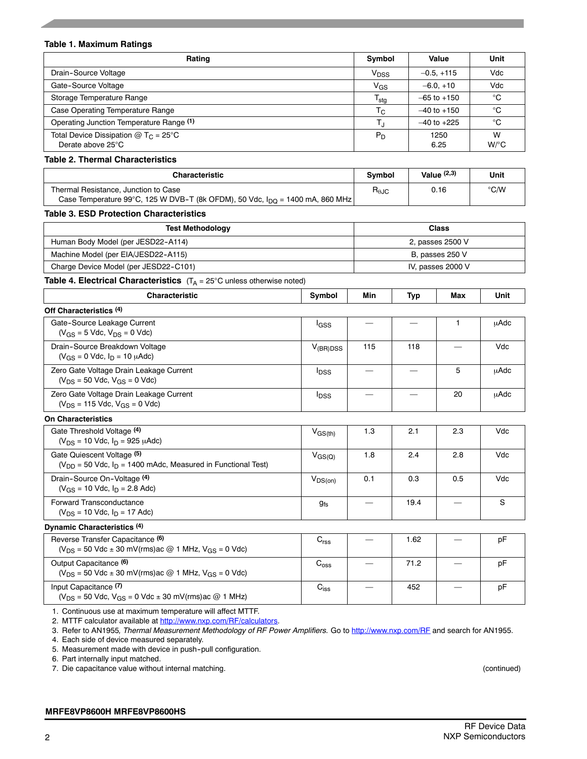**Table 1. Maximum Ratings**

| Rating | Symbol | Value | Unit |
|---|---|---|---|
| Drain-Source Voltage | $V_{DSS}$ | –0.5, +115 | Vdc |
| Gate-Source Voltage | $V_{GS}$ | –6.0, +10 | Vdc |
| Storage Temperature Range | $T_{stg}$ | –65 to +150 | °C |
| Case Operating Temperature Range | $T_C$ | –40 to +150 | °C |
| Operating Junction Temperature Range [(1)] | $T_J$ | –40 to +225 | °C |
| Total Device Dissipation @ $T_C$ = 25°C<br>Derate above 25°C | $P_D$ | 1250<br>6.25 | W<br>W/°C |

**Table 2. Thermal Characteristics**

| Characteristic | Symbol | Value [(2,3)] | Unit |
|---|---|---|---|
| Thermal Resistance, Junction to Case<br>Case Temperature 99°C, 125 W DVB-T (8k OFDM), 50 Vdc, $I_{DQ}$ = 1400 mA, 860 MHz | $R_{\theta JC}$ | 0.16 | °C/W |

**Table 3. ESD Protection Characteristics**

| Test Methodology | Class |
|---|---|
| Human Body Model (per JESD22-A114) | 2, passes 2500 V |
| Machine Model (per EIA/JESD22-A115) | B, passes 250 V |
| Charge Device Model (per JESD22-C101) | IV, passes 2000 V |

**Table 4. Electrical Characteristics** ($T_A$ = 25°C unless otherwise noted)

| Characteristic | Symbol | Min | Typ | Max | Unit |
|---|---|---|---|---|---|
| **Off Characteristics** [(4)] | | | | | |
| Gate-Source Leakage Current<br>($V_{GS}$ = 5 Vdc, $V_{DS}$ = 0 Vdc) | $I_{GSS}$ | — | — | 1 | μAdc |
| Drain-Source Breakdown Voltage<br>($V_{GS}$ = 0 Vdc, $I_D$ = 10 μAdc) | $V_{(BR)DSS}$ | 115 | 118 | — | Vdc |
| Zero Gate Voltage Drain Leakage Current<br>($V_{DS}$ = 50 Vdc, $V_{GS}$ = 0 Vdc) | $I_{DSS}$ | — | — | 5 | μAdc |
| Zero Gate Voltage Drain Leakage Current<br>($V_{DS}$ = 115 Vdc, $V_{GS}$ = 0 Vdc) | $I_{DSS}$ | — | — | 20 | μAdc |
| **On Characteristics** | | | | | |
| Gate Threshold Voltage [(4)]<br>($V_{DS}$ = 10 Vdc, $I_D$ = 925 μAdc) | $V_{GS(th)}$ | 1.3 | 2.1 | 2.3 | Vdc |
| Gate Quiescent Voltage [(5)]<br>($V_{DD}$ = 50 Vdc, $I_D$ = 1400 mAdc, Measured in Functional Test) | $V_{GS(Q)}$ | 1.8 | 2.4 | 2.8 | Vdc |
| Drain-Source On-Voltage [(4)]<br>($V_{GS}$ = 10 Vdc, $I_D$ = 2.8 Adc) | $V_{DS(on)}$ | 0.1 | 0.3 | 0.5 | Vdc |
| Forward Transconductance<br>($V_{DS}$ = 10 Vdc, $I_D$ = 17 Adc) | $g_{fs}$ | — | 19.4 | — | S |
| **Dynamic Characteristics** [(4)] | | | | | |
| Reverse Transfer Capacitance [(6)]<br>($V_{DS}$ = 50 Vdc ± 30 mV(rms)ac @ 1 MHz, $V_{GS}$ = 0 Vdc) | $C_{rss}$ | — | 1.62 | — | pF |
| Output Capacitance [(6)]<br>($V_{DS}$ = 50 Vdc ± 30 mV(rms)ac @ 1 MHz, $V_{GS}$ = 0 Vdc) | $C_{oss}$ | — | 71.2 | — | pF |
| Input Capacitance [(7)]<br>($V_{DS}$ = 50 Vdc, $V_{GS}$ = 0 Vdc ± 30 mV(rms)ac @ 1 MHz) | $C_{iss}$ | — | 452 | — | pF |

1. Continuous use at maximum temperature will affect MTTF.
2. MTTF calculator available at http://www.nxp.com/RF/calculators.
3. Refer to AN1955, *Thermal Measurement Methodology of RF Power Amplifiers.* Go to http://www.nxp.com/RF and search for AN1955.
4. Each side of device measured separately.
5. Measurement made with device in push-pull configuration.
6. Part internally input matched.
7. Die capacitance value without internal matching.

(continued)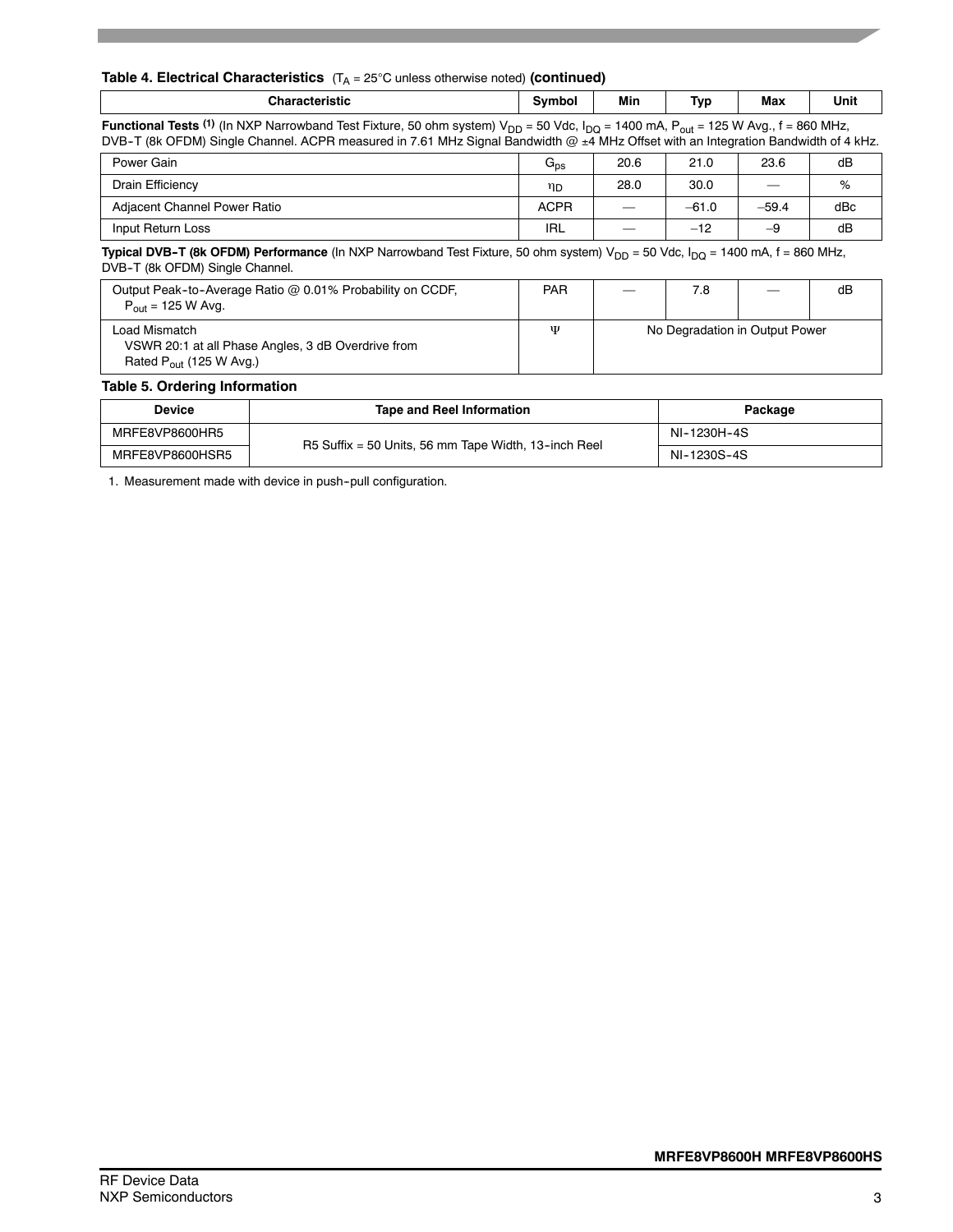**Table 4. Electrical Characteristics** ($T_A$ = 25°C unless otherwise noted) **(continued)**

| Characteristic | Symbol | Min | Typ | Max | Unit |
|---|---|---|---|---|---|
| **Functional Tests** [(1)] (In NXP Narrowband Test Fixture, 50 ohm system) $V_{DD}$ = 50 Vdc, $I_{DQ}$ = 1400 mA, $P_{out}$ = 125 W Avg., f = 860 MHz, DVB-T (8k OFDM) Single Channel. ACPR measured in 7.61 MHz Signal Bandwidth @ ±4 MHz Offset with an Integration Bandwidth of 4 kHz. | | | | | |
| Power Gain | $G_{ps}$ | 20.6 | 21.0 | 23.6 | dB |
| Drain Efficiency | $\eta_D$ | 28.0 | 30.0 | — | % |
| Adjacent Channel Power Ratio | ACPR | — | –61.0 | –59.4 | dBc |
| Input Return Loss | IRL | — | –12 | –9 | dB |
| **Typical DVB-T (8k OFDM) Performance** (In NXP Narrowband Test Fixture, 50 ohm system) $V_{DD}$ = 50 Vdc, $I_{DQ}$ = 1400 mA, f = 860 MHz, DVB-T (8k OFDM) Single Channel. | | | | | |
| Output Peak-to-Average Ratio @ 0.01% Probability on CCDF, $P_{out}$ = 125 W Avg. | PAR | — | 7.8 | — | dB |
| Load Mismatch VSWR 20:1 at all Phase Angles, 3 dB Overdrive from Rated $P_{out}$ (125 W Avg.) | $\Psi$ | No Degradation in Output Power | | | |

**Table 5. Ordering Information**

| Device | Tape and Reel Information | Package |
|---|---|---|
| MRFE8VP8600HR5 | R5 Suffix = 50 Units, 56 mm Tape Width, 13-inch Reel | NI-1230H-4S |
| MRFE8VP8600HSR5 | | NI-1230S-4S |

1. Measurement made with device in push-pull configuration.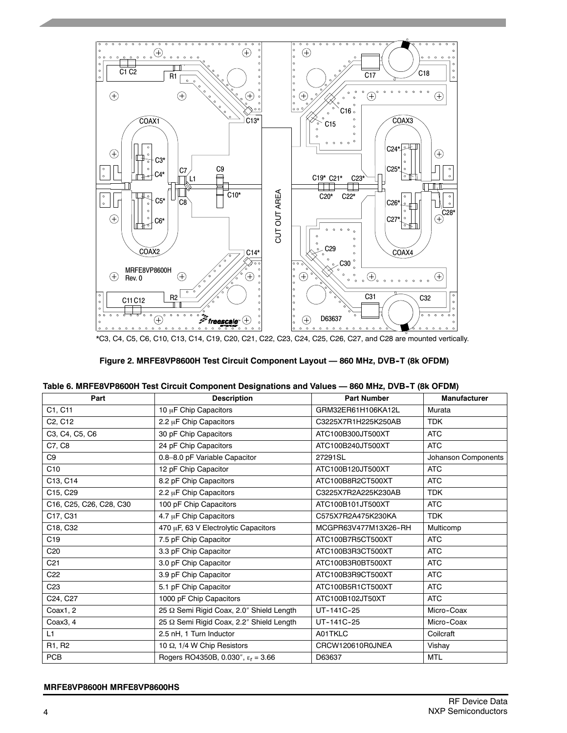*C3, C4, C5, C6, C10, C13, C14, C19, C20, C21, C22, C23, C24, C25, C26, C27, and C28 are mounted vertically.

**Figure 2. MRFE8VP8600H Test Circuit Component Layout — 860 MHz, DVB-T (8k OFDM)**

**Table 6. MRFE8VP8600H Test Circuit Component Designations and Values — 860 MHz, DVB-T (8k OFDM)**

| Part | Description | Part Number | Manufacturer |
|---|---|---|---|
| C1, C11 | 10 μF Chip Capacitors | GRM32ER61H106KA12L | Murata |
| C2, C12 | 2.2 μF Chip Capacitors | C3225X7R1H225K250AB | TDK |
| C3, C4, C5, C6 | 30 pF Chip Capacitors | ATC100B300JT500XT | ATC |
| C7, C8 | 24 pF Chip Capacitors | ATC100B240JT500XT | ATC |
| C9 | 0.8–8.0 pF Variable Capacitor | 27291SL | Johanson Components |
| C10 | 12 pF Chip Capacitor | ATC100B120JT500XT | ATC |
| C13, C14 | 8.2 pF Chip Capacitors | ATC100B8R2CT500XT | ATC |
| C15, C29 | 2.2 μF Chip Capacitors | C3225X7R2A225K230AB | TDK |
| C16, C25, C26, C28, C30 | 100 pF Chip Capacitors | ATC100B101JT500XT | ATC |
| C17, C31 | 4.7 μF Chip Capacitors | C575X7R2A475K230KA | TDK |
| C18, C32 | 470 μF, 63 V Electrolytic Capacitors | MCGPR63V477M13X26-RH | Multicomp |
| C19 | 7.5 pF Chip Capacitor | ATC100B7R5CT500XT | ATC |
| C20 | 3.3 pF Chip Capacitor | ATC100B3R3CT500XT | ATC |
| C21 | 3.0 pF Chip Capacitor | ATC100B3R0BT500XT | ATC |
| C22 | 3.9 pF Chip Capacitor | ATC100B3R9CT500XT | ATC |
| C23 | 5.1 pF Chip Capacitor | ATC100B5R1CT500XT | ATC |
| C24, C27 | 1000 pF Chip Capacitors | ATC100B102JT50XT | ATC |
| Coax1, 2 | 25 Ω Semi Rigid Coax, 2.0″ Shield Length | UT-141C-25 | Micro-Coax |
| Coax3, 4 | 25 Ω Semi Rigid Coax, 2.2″ Shield Length | UT-141C-25 | Micro-Coax |
| L1 | 2.5 nH, 1 Turn Inductor | A01TKLC | Coilcraft |
| R1, R2 | 10 Ω, 1/4 W Chip Resistors | CRCW120610R0JNEA | Vishay |
| PCB | Rogers RO4350B, 0.030″, $\varepsilon_r$ = 3.66 | D63637 | MTL |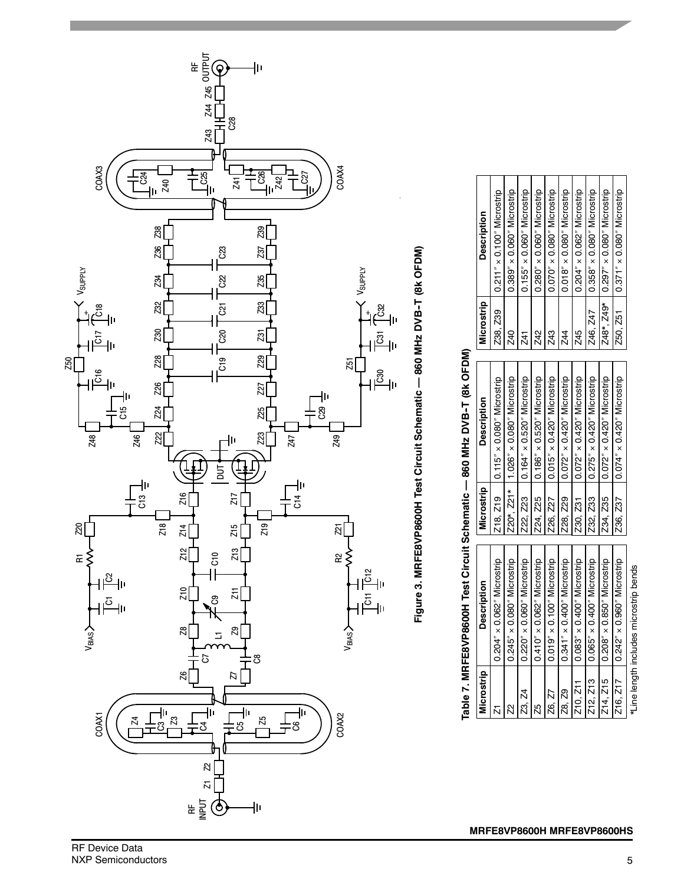**Figure 3. MRFE8VP8600H Test Circuit Schematic — 860 MHz DVB-T (8k OFDM)**

**Table 7. MRFE8VP8600H Test Circuit Schematic — 860 MHz DVB-T (8k OFDM)**

| Microstrip | Description | Microstrip | Description | Microstrip | Description |
|---|---|---|---|---|---|
| Z1 | 0.204″ × 0.062″ Microstrip | Z18, Z19 | 0.115″ × 0.080″ Microstrip | Z38, Z39 | 0.211″ × 0.100″ Microstrip |
| Z2 | 0.245″ × 0.080″ Microstrip | Z20*, Z21* | 1.026″ × 0.080″ Microstrip | Z40 | 0.389″ × 0.060″ Microstrip |
| Z3, Z4 | 0.220″ × 0.060″ Microstrip | Z22, Z23 | 0.164″ × 0.520″ Microstrip | Z41 | 0.155″ × 0.060″ Microstrip |
| Z5 | 0.410″ × 0.062″ Microstrip | Z24, Z25 | 0.186″ × 0.520″ Microstrip | Z42 | 0.280″ × 0.060″ Microstrip |
| Z6, Z7 | 0.019″ × 0.100″ Microstrip | Z26, Z27 | 0.015″ × 0.420″ Microstrip | Z43 | 0.070″ × 0.080″ Microstrip |
| Z8, Z9 | 0.341″ × 0.400″ Microstrip | Z28, Z29 | 0.072″ × 0.420″ Microstrip | Z44 | 0.018″ × 0.080″ Microstrip |
| Z10, Z11 | 0.083″ × 0.400″ Microstrip | Z30, Z31 | 0.072″ × 0.420″ Microstrip | Z45 | 0.204″ × 0.062″ Microstrip |
| Z12, Z13 | 0.065″ × 0.400″ Microstrip | Z32, Z33 | 0.275″ × 0.420″ Microstrip | Z46, Z47 | 0.358″ × 0.080″ Microstrip |
| Z14, Z15 | 0.208″ × 0.850″ Microstrip | Z34, Z35 | 0.072″ × 0.420″ Microstrip | Z48*, Z49* | 0.297″ × 0.080″ Microstrip |
| Z16, Z17 | 0.242″ × 0.960″ Microstrip | Z36, Z37 | 0.074″ × 0.420″ Microstrip | Z50, Z51 | 0.371″ × 0.080″ Microstrip |

*Line length includes microstrip bends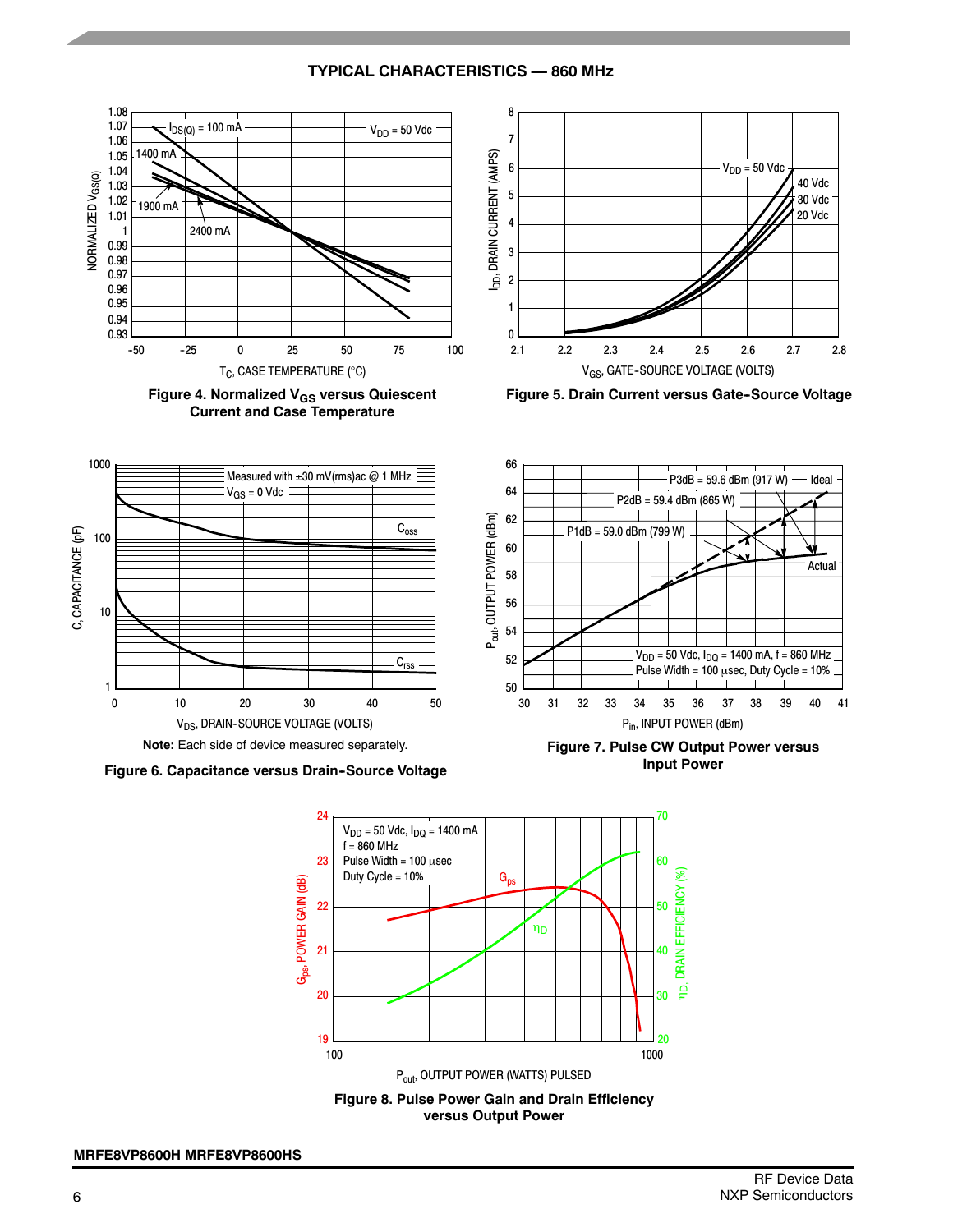## TYPICAL CHARACTERISTICS — 860 MHz

Figure 4. Normalized $V_{GS}$ versus Quiescent Current and Case Temperature

Figure 5. Drain Current versus Gate-Source Voltage

**Note:** Each side of device measured separately.

Figure 6. Capacitance versus Drain-Source Voltage

Figure 7. Pulse CW Output Power versus Input Power

Figure 8. Pulse Power Gain and Drain Efficiency versus Output Power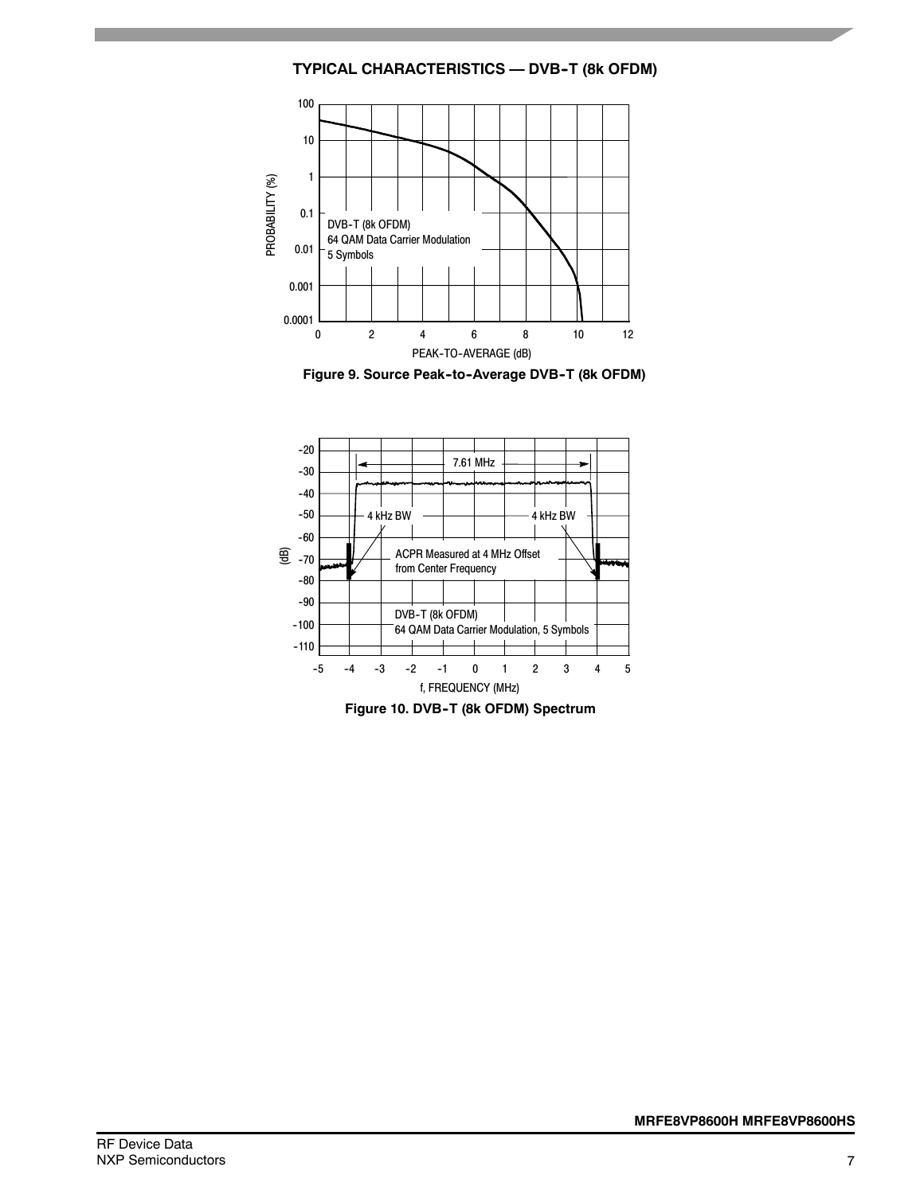## TYPICAL CHARACTERISTICS — DVB-T (8k OFDM)

**Figure 9. Source Peak-to-Average DVB-T (8k OFDM)**

**Figure 10. DVB-T (8k OFDM) Spectrum**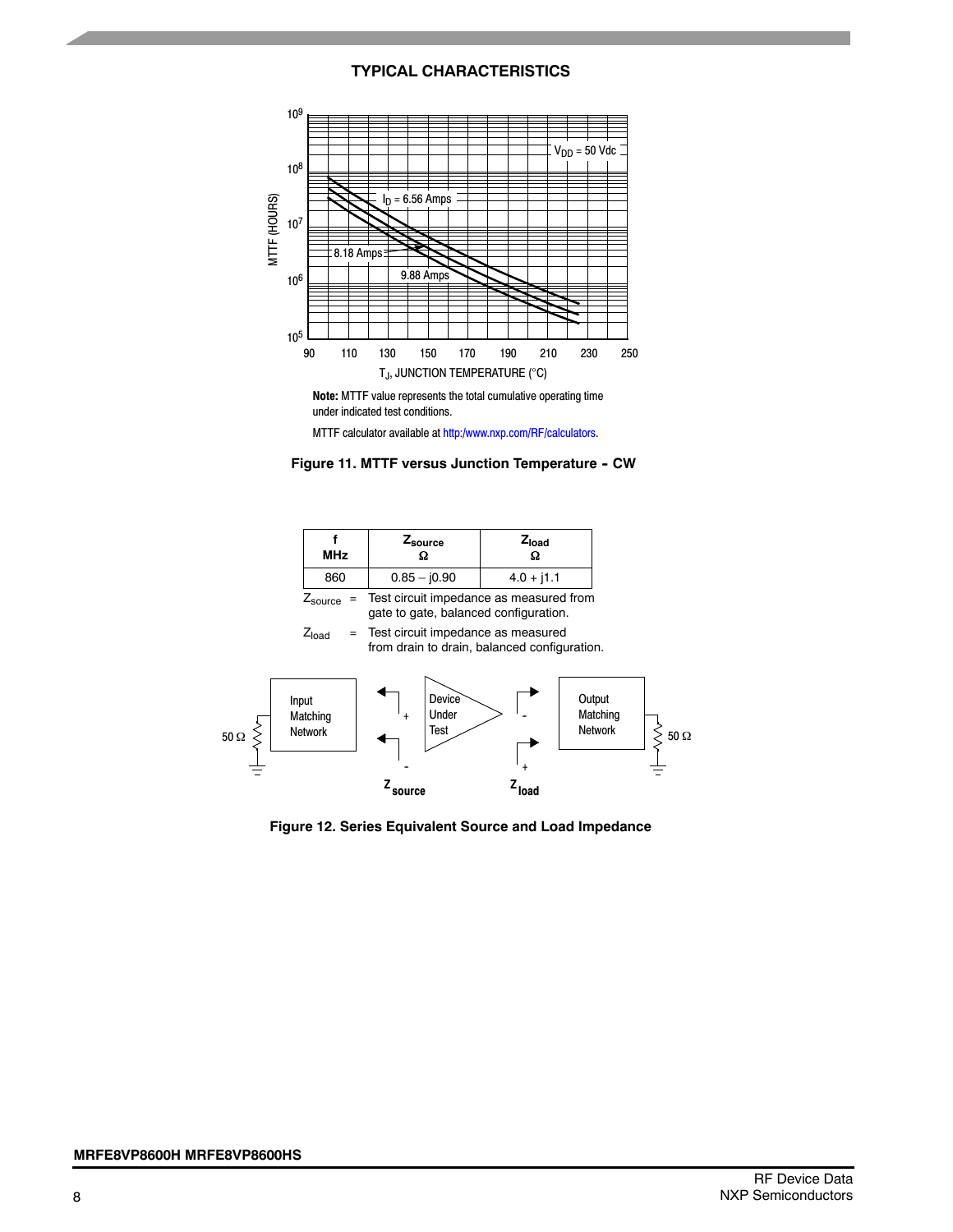## TYPICAL CHARACTERISTICS

**Note:** MTTF value represents the total cumulative operating time under indicated test conditions.

MTTF calculator available at http:/www.nxp.com/RF/calculators.

**Figure 11. MTTF versus Junction Temperature - CW**

| f MHz | $Z_{source}$ Ω | $Z_{load}$ Ω |
|---|---|---|
| 860 | 0.85 – j0.90 | 4.0 + j1.1 |

$Z_{source}$ = Test circuit impedance as measured from gate to gate, balanced configuration.

$Z_{load}$ = Test circuit impedance as measured from drain to drain, balanced configuration.

**Figure 12. Series Equivalent Source and Load Impedance**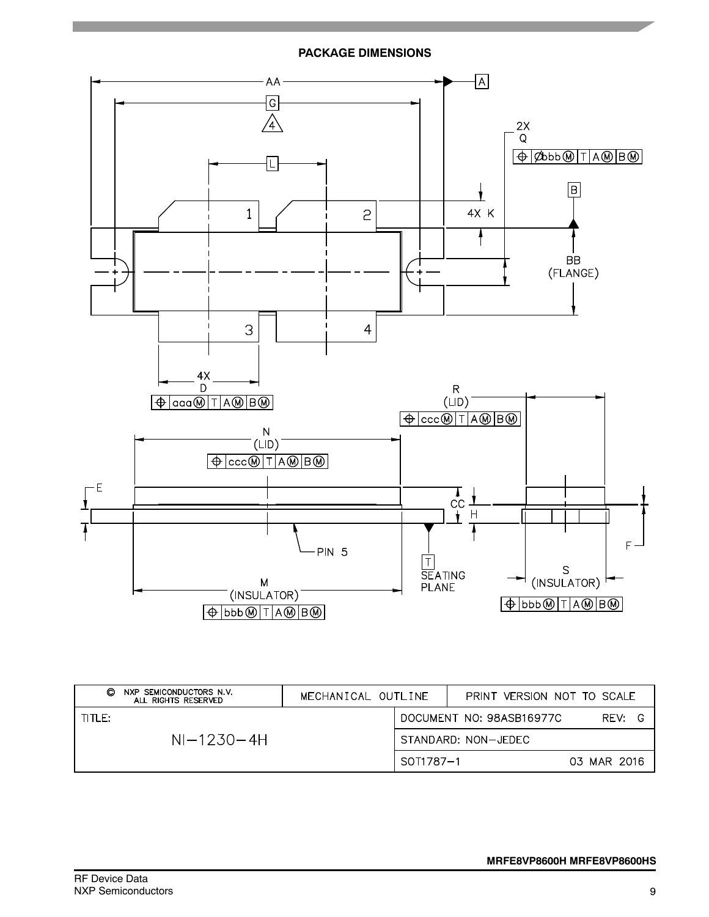**PACKAGE DIMENSIONS**

AA

A

G

4

2X Q

⊕ Øbbb Ⓜ T A Ⓜ B Ⓜ

L

B

1

2

4X K

BB (FLANGE)

3

4

4X D

⊕ aaa Ⓜ T A Ⓜ B Ⓜ

R (LID)

⊕ ccc Ⓜ T A Ⓜ B Ⓜ

N (LID)

⊕ ccc Ⓜ T A Ⓜ B Ⓜ

E

CC

H

PIN 5

F

T SEATING PLANE

S (INSULATOR)

M (INSULATOR)

⊕ bbb Ⓜ T A Ⓜ B Ⓜ

⊕ bbb Ⓜ T A Ⓜ B Ⓜ

| © NXP SEMICONDUCTORS N.V. ALL RIGHTS RESERVED | MECHANICAL OUTLINE | PRINT VERSION NOT TO SCALE |
|---|---|---|
| TITLE: NI–1230–4H | DOCUMENT NO: 98ASB16977C | REV: G |
| | STANDARD: NON–JEDEC | |
| | SOT1787–1 | 03 MAR 2016 |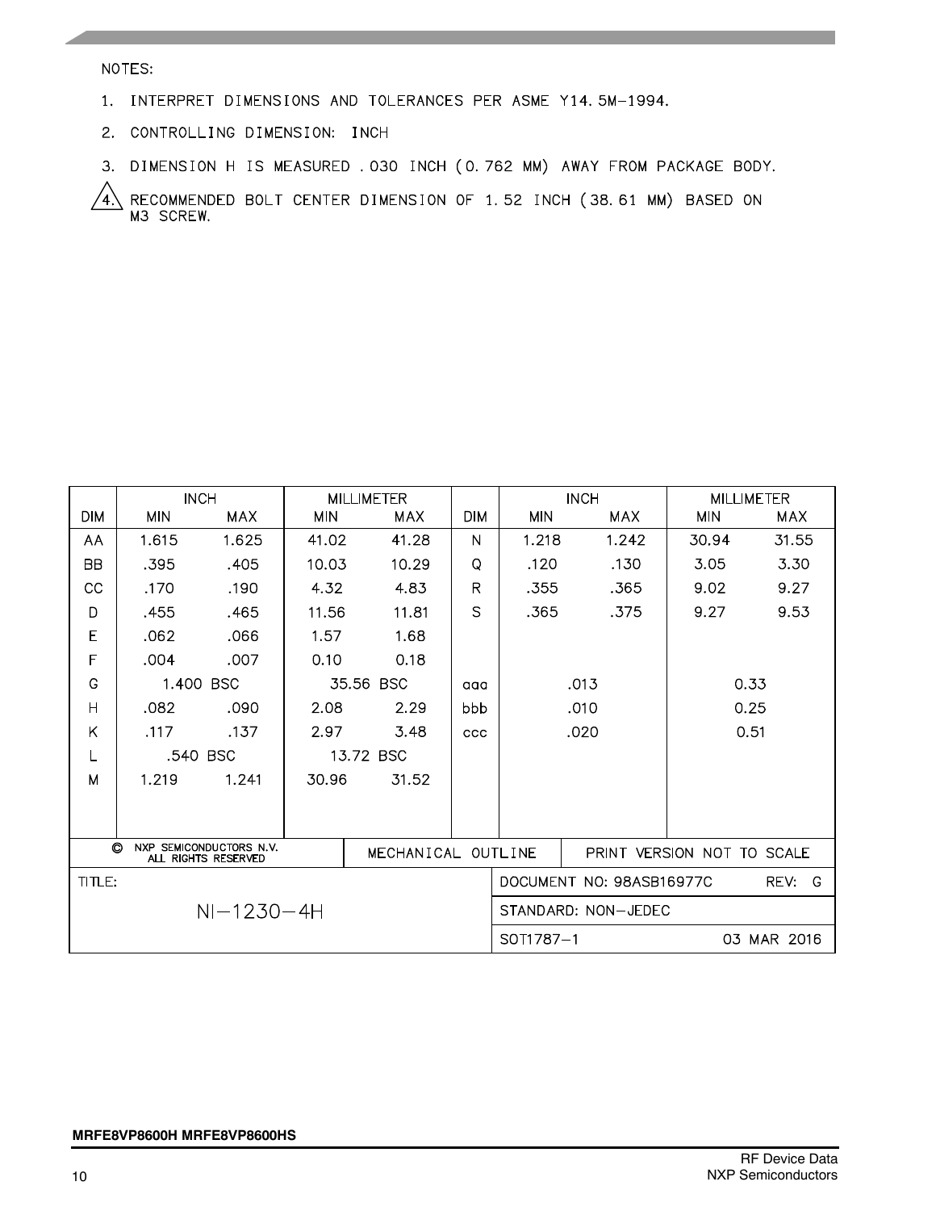NOTES:

1. INTERPRET DIMENSIONS AND TOLERANCES PER ASME Y14.5M-1994.
2. CONTROLLING DIMENSION: INCH
3. DIMENSION H IS MEASURED .030 INCH (0.762 MM) AWAY FROM PACKAGE BODY.
4. RECOMMENDED BOLT CENTER DIMENSION OF 1.52 INCH (38.61 MM) BASED ON M3 SCREW.

| DIM | INCH | | MILLIMETER | | DIM | INCH | | MILLIMETER | |
|---|---|---|---|---|---|---|---|---|---|
| | MIN | MAX | MIN | MAX | | MIN | MAX | MIN | MAX |
| AA | 1.615 | 1.625 | 41.02 | 41.28 | N | 1.218 | 1.242 | 30.94 | 31.55 |
| BB | .395 | .405 | 10.03 | 10.29 | Q | .120 | .130 | 3.05 | 3.30 |
| CC | .170 | .190 | 4.32 | 4.83 | R | .355 | .365 | 9.02 | 9.27 |
| D | .455 | .465 | 11.56 | 11.81 | S | .365 | .375 | 9.27 | 9.53 |
| E | .062 | .066 | 1.57 | 1.68 | | | | | |
| F | .004 | .007 | 0.10 | 0.18 | | | | | |
| G | 1.400 BSC | | 35.56 BSC | | aaa | .013 | | 0.33 | |
| H | .082 | .090 | 2.08 | 2.29 | bbb | .010 | | 0.25 | |
| K | .117 | .137 | 2.97 | 3.48 | ccc | .020 | | 0.51 | |
| L | .540 BSC | | 13.72 BSC | | | | | | |
| M | 1.219 | 1.241 | 30.96 | 31.52 | | | | | |

| © NXP SEMICONDUCTORS N.V. ALL RIGHTS RESERVED | MECHANICAL OUTLINE | PRINT VERSION NOT TO SCALE |
|---|---|---|
| TITLE: NI–1230–4H | DOCUMENT NO: 98ASB16977C | REV: G |
| | STANDARD: NON–JEDEC | |
| | SOT1787–1 | 03 MAR 2016 |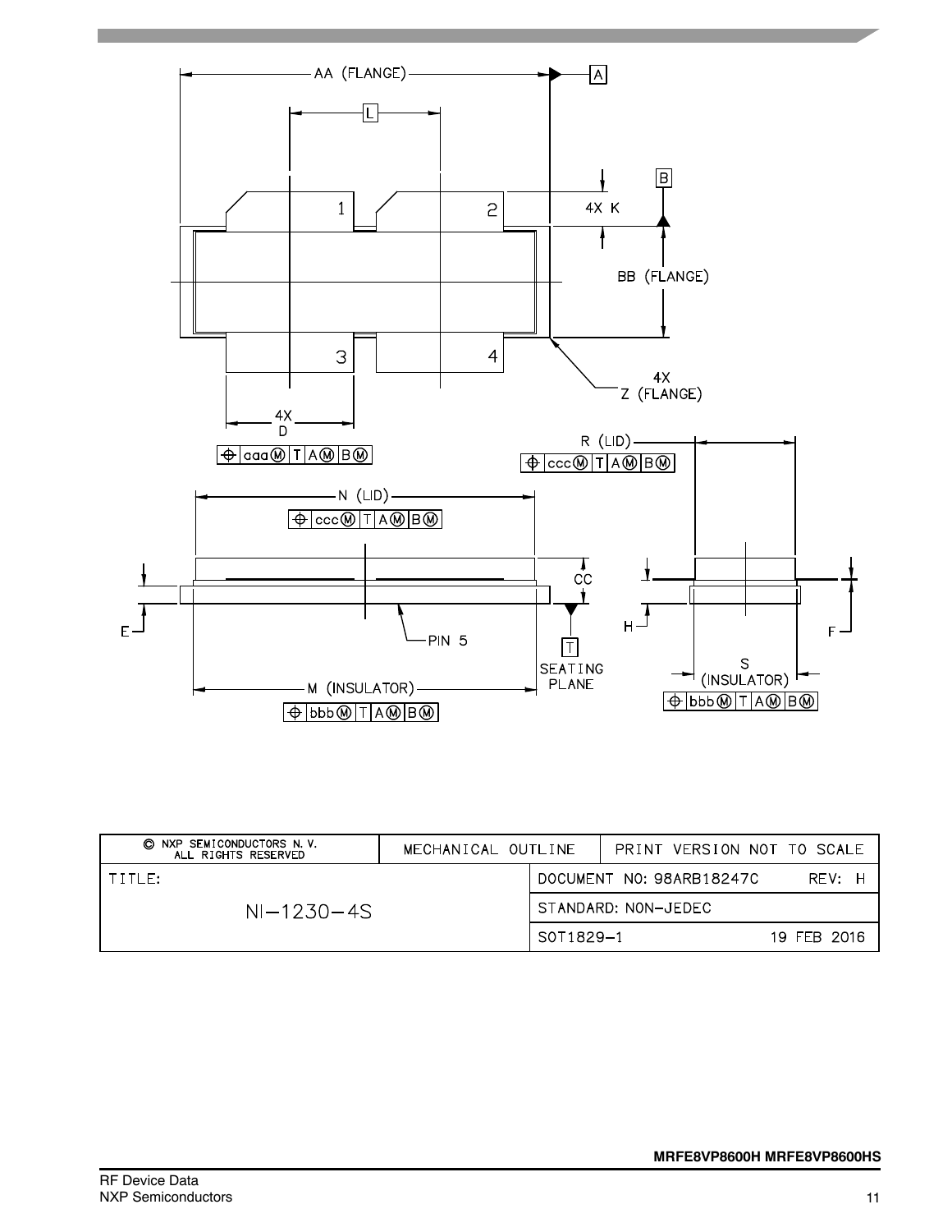| © NXP SEMICONDUCTORS N. V. ALL RIGHTS RESERVED | MECHANICAL OUTLINE | PRINT VERSION NOT TO SCALE |
|---|---|---|
| TITLE: | DOCUMENT NO: 98ARB18247C | REV: H |
| NI–1230–4S | STANDARD: NON-JEDEC | |
| | SOT1829-1 | 19 FEB 2016 |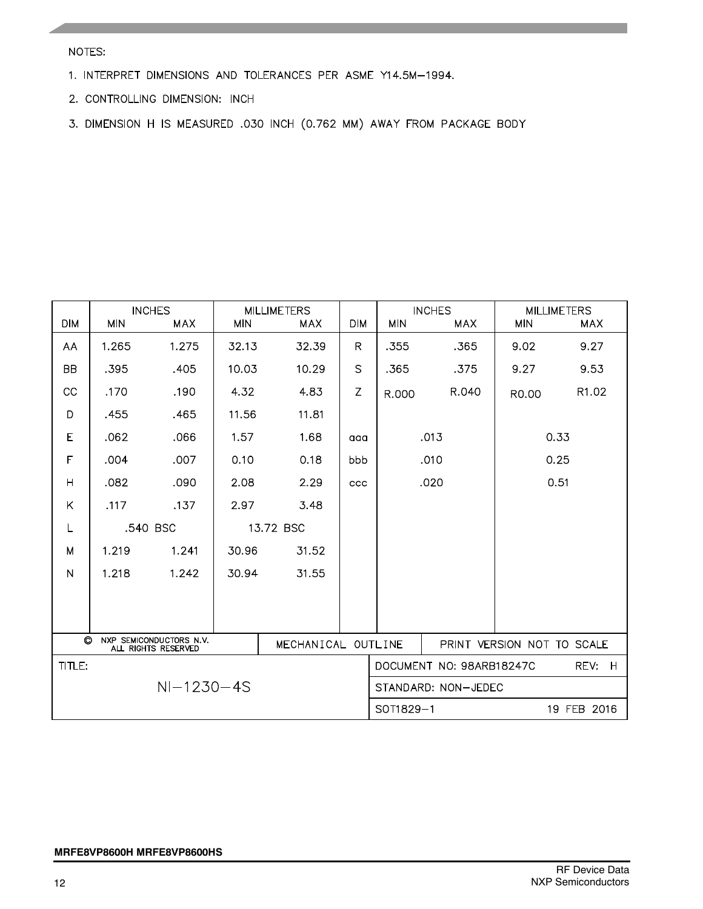NOTES:

1. INTERPRET DIMENSIONS AND TOLERANCES PER ASME Y14.5M–1994.
2. CONTROLLING DIMENSION: INCH
3. DIMENSION H IS MEASURED .030 INCH (0.762 MM) AWAY FROM PACKAGE BODY

| DIM | INCHES | | MILLIMETERS | | DIM | INCHES | | MILLIMETERS | |
|---|---|---|---|---|---|---|---|---|---|
| | MIN | MAX | MIN | MAX | | MIN | MAX | MIN | MAX |
| AA | 1.265 | 1.275 | 32.13 | 32.39 | R | .355 | .365 | 9.02 | 9.27 |
| BB | .395 | .405 | 10.03 | 10.29 | S | .365 | .375 | 9.27 | 9.53 |
| CC | .170 | .190 | 4.32 | 4.83 | Z | R.000 | R.040 | R0.00 | R1.02 |
| D | .455 | .465 | 11.56 | 11.81 | | | | | |
| E | .062 | .066 | 1.57 | 1.68 | aaa | .013 | | 0.33 | |
| F | .004 | .007 | 0.10 | 0.18 | bbb | .010 | | 0.25 | |
| H | .082 | .090 | 2.08 | 2.29 | ccc | .020 | | 0.51 | |
| K | .117 | .137 | 2.97 | 3.48 | | | | | |
| L | .540 BSC | | 13.72 BSC | | | | | | |
| M | 1.219 | 1.241 | 30.96 | 31.52 | | | | | |
| N | 1.218 | 1.242 | 30.94 | 31.55 | | | | | |

| © NXP SEMICONDUCTORS N.V. ALL RIGHTS RESERVED | MECHANICAL OUTLINE | PRINT VERSION NOT TO SCALE |
|---|---|---|
| TITLE: NI–1230–4S | DOCUMENT NO: 98ARB18247C | REV: H |
| | STANDARD: NON–JEDEC | |
| | SOT1829–1 | 19 FEB 2016 |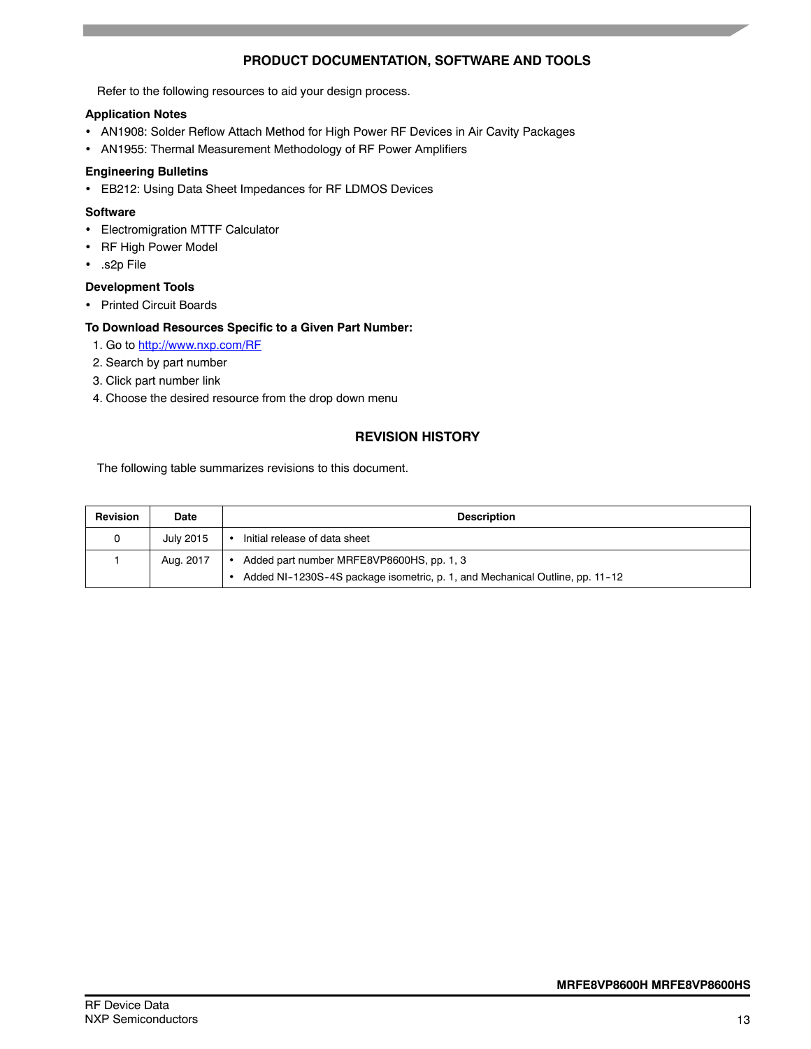## PRODUCT DOCUMENTATION, SOFTWARE AND TOOLS

Refer to the following resources to aid your design process.

**Application Notes**

- AN1908: Solder Reflow Attach Method for High Power RF Devices in Air Cavity Packages
- AN1955: Thermal Measurement Methodology of RF Power Amplifiers

**Engineering Bulletins**

- EB212: Using Data Sheet Impedances for RF LDMOS Devices

**Software**

- Electromigration MTTF Calculator
- RF High Power Model
- .s2p File

**Development Tools**

- Printed Circuit Boards

**To Download Resources Specific to a Given Part Number:**

1. Go to http://www.nxp.com/RF
2. Search by part number
3. Click part number link
4. Choose the desired resource from the drop down menu

## REVISION HISTORY

The following table summarizes revisions to this document.

| Revision | Date | Description |
|---|---|---|
| 0 | July 2015 | • Initial release of data sheet |
| 1 | Aug. 2017 | • Added part number MRFE8VP8600HS, pp. 1, 3<br>• Added NI-1230S-4S package isometric, p. 1, and Mechanical Outline, pp. 11-12 |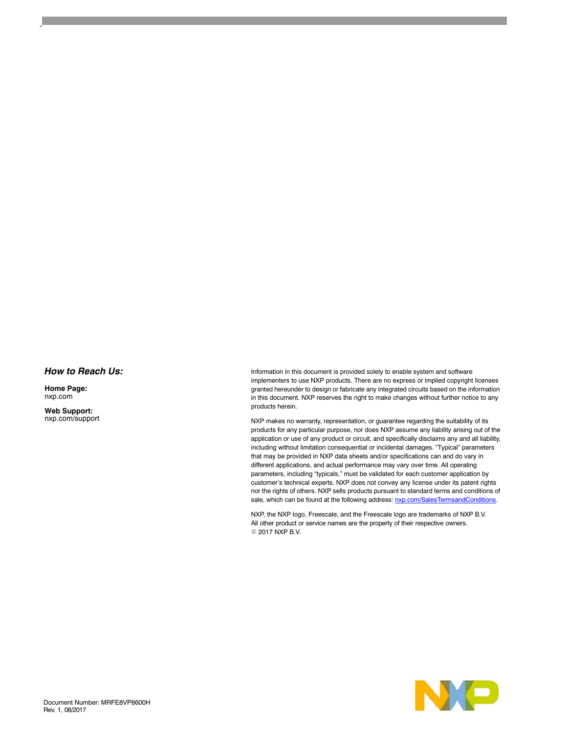***How to Reach Us:***

**Home Page:**
nxp.com

**Web Support:**
nxp.com/support

Information in this document is provided solely to enable system and software implementers to use NXP products. There are no express or implied copyright licenses granted hereunder to design or fabricate any integrated circuits based on the information in this document. NXP reserves the right to make changes without further notice to any products herein.

NXP makes no warranty, representation, or guarantee regarding the suitability of its products for any particular purpose, nor does NXP assume any liability arising out of the application or use of any product or circuit, and specifically disclaims any and all liability, including without limitation consequential or incidental damages. "Typical" parameters that may be provided in NXP data sheets and/or specifications can and do vary in different applications, and actual performance may vary over time. All operating parameters, including "typicals," must be validated for each customer application by customer's technical experts. NXP does not convey any license under its patent rights nor the rights of others. NXP sells products pursuant to standard terms and conditions of sale, which can be found at the following address: nxp.com/SalesTermsandConditions.

NXP, the NXP logo, Freescale, and the Freescale logo are trademarks of NXP B.V. All other product or service names are the property of their respective owners.
© 2017 NXP B.V.

Document Number: MRFE8VP8600H
Rev. 1, 08/2017